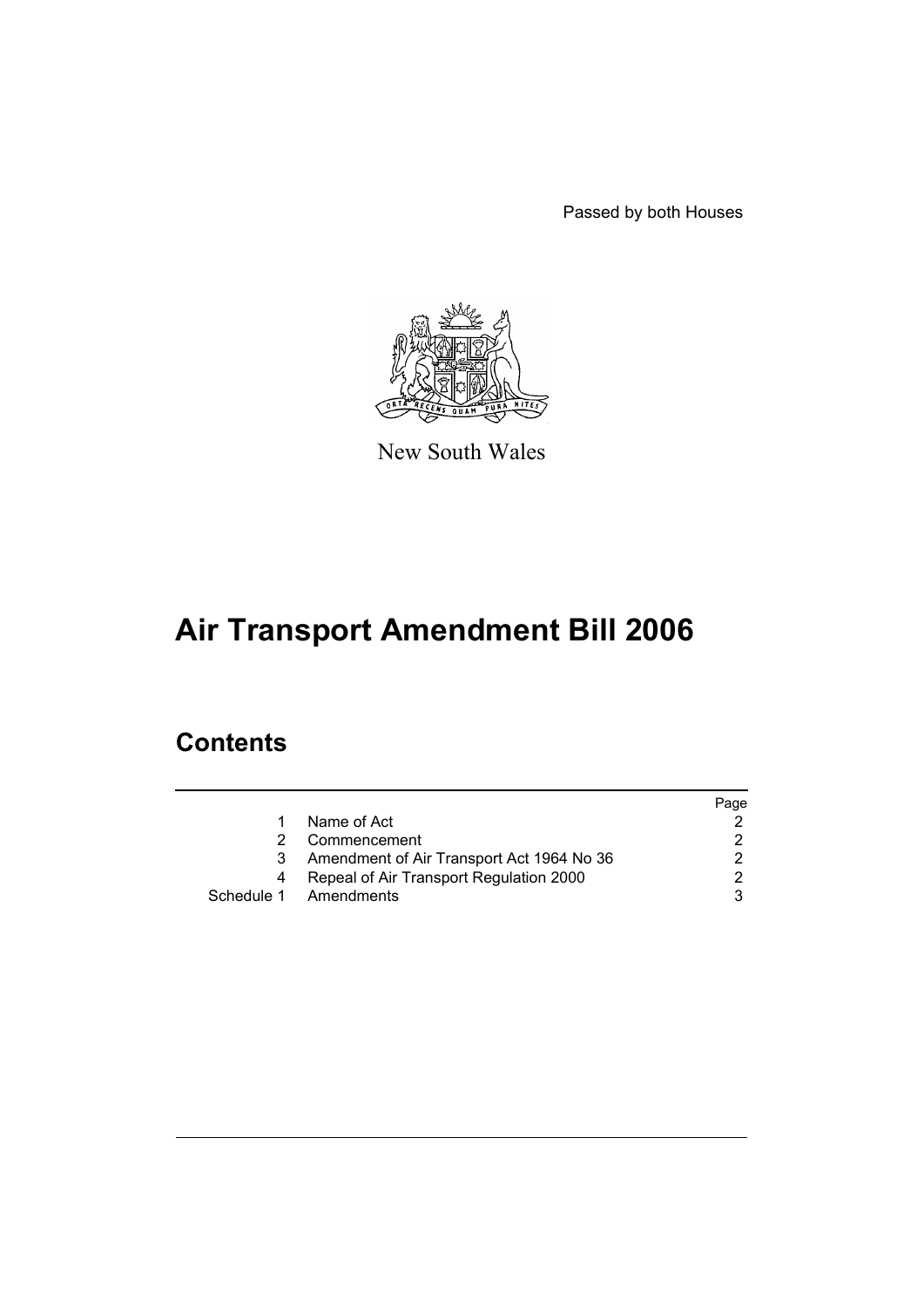Passed by both Houses

New South Wales

# Air Transport Amendment Bill 2006

## Contents

| | | Page |
|---|---|---|
| 1 | Name of Act | 2 |
| 2 | Commencement | 2 |
| 3 | Amendment of Air Transport Act 1964 No 36 | 2 |
| 4 | Repeal of Air Transport Regulation 2000 | 2 |
| Schedule 1 | Amendments | 3 |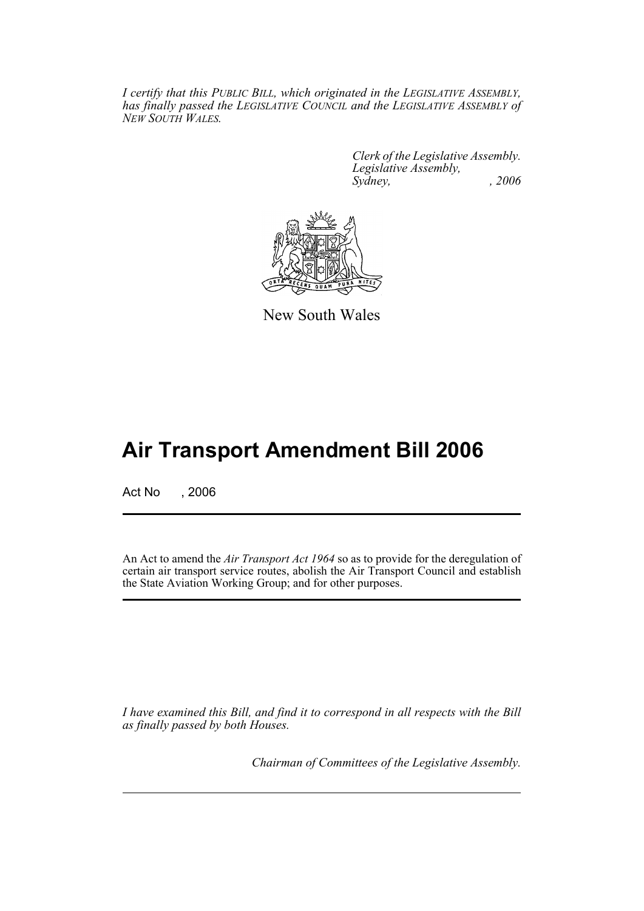*I certify that this PUBLIC BILL, which originated in the LEGISLATIVE ASSEMBLY, has finally passed the LEGISLATIVE COUNCIL and the LEGISLATIVE ASSEMBLY of NEW SOUTH WALES.*

*Clerk of the Legislative Assembly.*
*Legislative Assembly,*
*Sydney, , 2006*

New South Wales

# Air Transport Amendment Bill 2006

Act No , 2006

An Act to amend the *Air Transport Act 1964* so as to provide for the deregulation of certain air transport service routes, abolish the Air Transport Council and establish the State Aviation Working Group; and for other purposes.

*I have examined this Bill, and find it to correspond in all respects with the Bill as finally passed by both Houses.*

*Chairman of Committees of the Legislative Assembly.*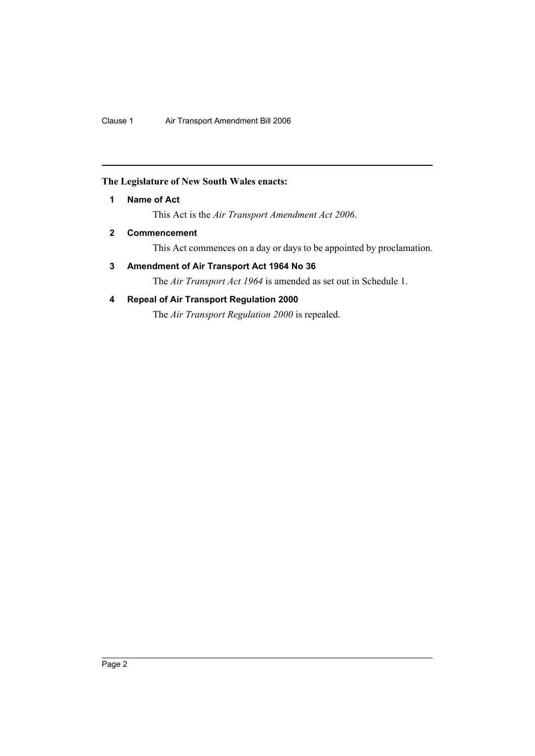**The Legislature of New South Wales enacts:**

**1 Name of Act**

This Act is the *Air Transport Amendment Act 2006*.

**2 Commencement**

This Act commences on a day or days to be appointed by proclamation.

**3 Amendment of Air Transport Act 1964 No 36**

The *Air Transport Act 1964* is amended as set out in Schedule 1.

**4 Repeal of Air Transport Regulation 2000**

The *Air Transport Regulation 2000* is repealed.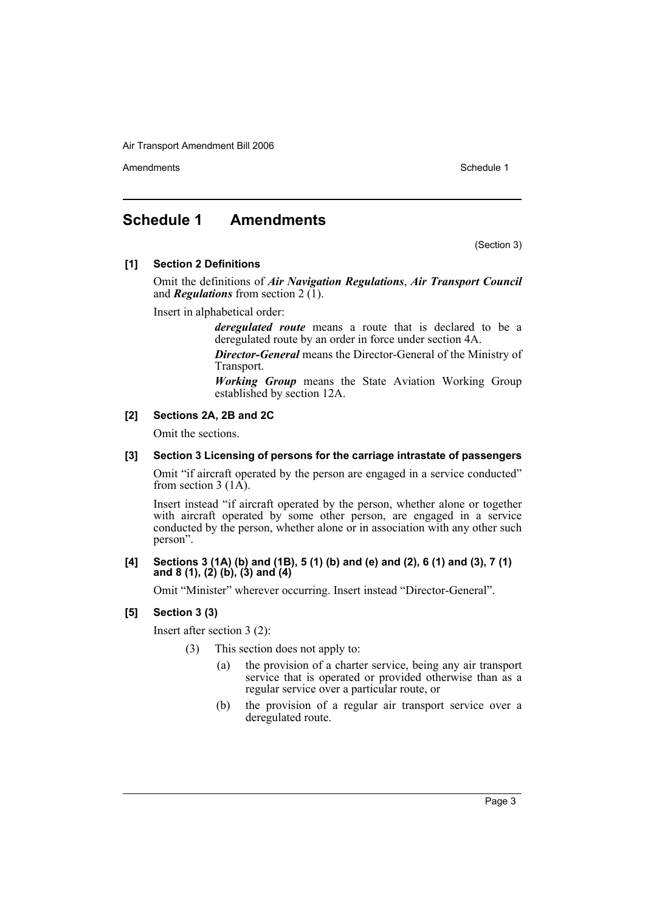# Schedule 1 Amendments

(Section 3)

**[1] Section 2 Definitions**

Omit the definitions of ***Air Navigation Regulations***, ***Air Transport Council*** and ***Regulations*** from section 2 (1).

Insert in alphabetical order:

> ***deregulated route*** means a route that is declared to be a deregulated route by an order in force under section 4A.
>
> ***Director-General*** means the Director-General of the Ministry of Transport.
>
> ***Working Group*** means the State Aviation Working Group established by section 12A.

**[2] Sections 2A, 2B and 2C**

Omit the sections.

**[3] Section 3 Licensing of persons for the carriage intrastate of passengers**

Omit "if aircraft operated by the person are engaged in a service conducted" from section 3 (1A).

Insert instead "if aircraft operated by the person, whether alone or together with aircraft operated by some other person, are engaged in a service conducted by the person, whether alone or in association with any other such person".

**[4] Sections 3 (1A) (b) and (1B), 5 (1) (b) and (e) and (2), 6 (1) and (3), 7 (1) and 8 (1), (2) (b), (3) and (4)**

Omit "Minister" wherever occurring. Insert instead "Director-General".

**[5] Section 3 (3)**

Insert after section 3 (2):

> (3) This section does not apply to:
>
> (a) the provision of a charter service, being any air transport service that is operated or provided otherwise than as a regular service over a particular route, or
>
> (b) the provision of a regular air transport service over a deregulated route.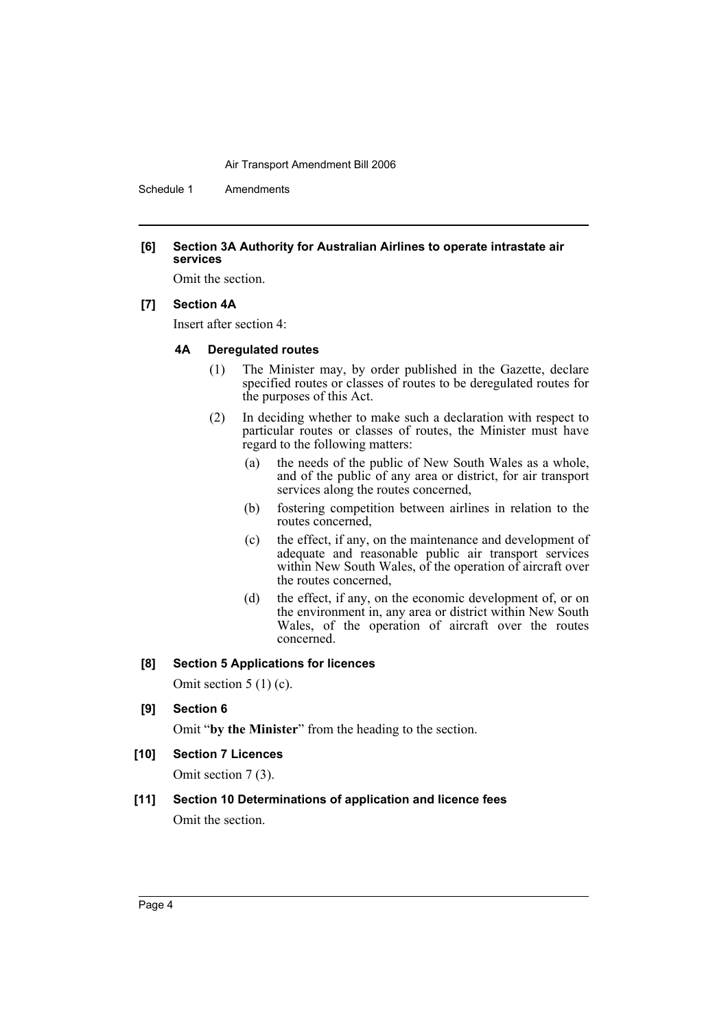**[6] Section 3A Authority for Australian Airlines to operate intrastate air services**

Omit the section.

**[7] Section 4A**

Insert after section 4:

**4A Deregulated routes**

(1) The Minister may, by order published in the Gazette, declare specified routes or classes of routes to be deregulated routes for the purposes of this Act.

(2) In deciding whether to make such a declaration with respect to particular routes or classes of routes, the Minister must have regard to the following matters:

(a) the needs of the public of New South Wales as a whole, and of the public of any area or district, for air transport services along the routes concerned,

(b) fostering competition between airlines in relation to the routes concerned,

(c) the effect, if any, on the maintenance and development of adequate and reasonable public air transport services within New South Wales, of the operation of aircraft over the routes concerned,

(d) the effect, if any, on the economic development of, or on the environment in, any area or district within New South Wales, of the operation of aircraft over the routes concerned.

**[8] Section 5 Applications for licences**

Omit section 5 (1) (c).

**[9] Section 6**

Omit "**by the Minister**" from the heading to the section.

**[10] Section 7 Licences**

Omit section 7 (3).

**[11] Section 10 Determinations of application and licence fees**

Omit the section.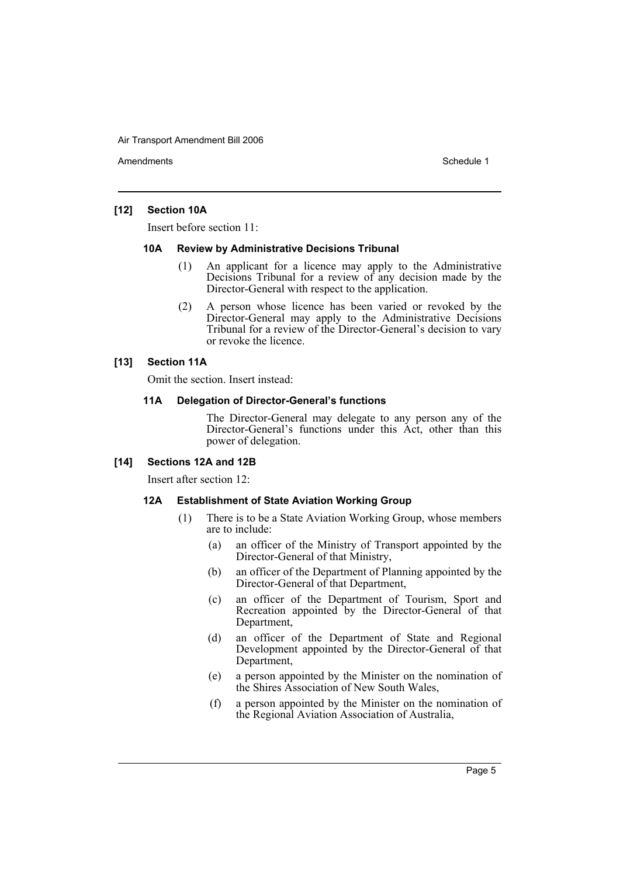### [12] Section 10A

Insert before section 11:

#### 10A Review by Administrative Decisions Tribunal

(1) An applicant for a licence may apply to the Administrative Decisions Tribunal for a review of any decision made by the Director-General with respect to the application.

(2) A person whose licence has been varied or revoked by the Director-General may apply to the Administrative Decisions Tribunal for a review of the Director-General's decision to vary or revoke the licence.

### [13] Section 11A

Omit the section. Insert instead:

#### 11A Delegation of Director-General's functions

The Director-General may delegate to any person any of the Director-General's functions under this Act, other than this power of delegation.

### [14] Sections 12A and 12B

Insert after section 12:

#### 12A Establishment of State Aviation Working Group

(1) There is to be a State Aviation Working Group, whose members are to include:

- (a) an officer of the Ministry of Transport appointed by the Director-General of that Ministry,
- (b) an officer of the Department of Planning appointed by the Director-General of that Department,
- (c) an officer of the Department of Tourism, Sport and Recreation appointed by the Director-General of that Department,
- (d) an officer of the Department of State and Regional Development appointed by the Director-General of that Department,
- (e) a person appointed by the Minister on the nomination of the Shires Association of New South Wales,
- (f) a person appointed by the Minister on the nomination of the Regional Aviation Association of Australia,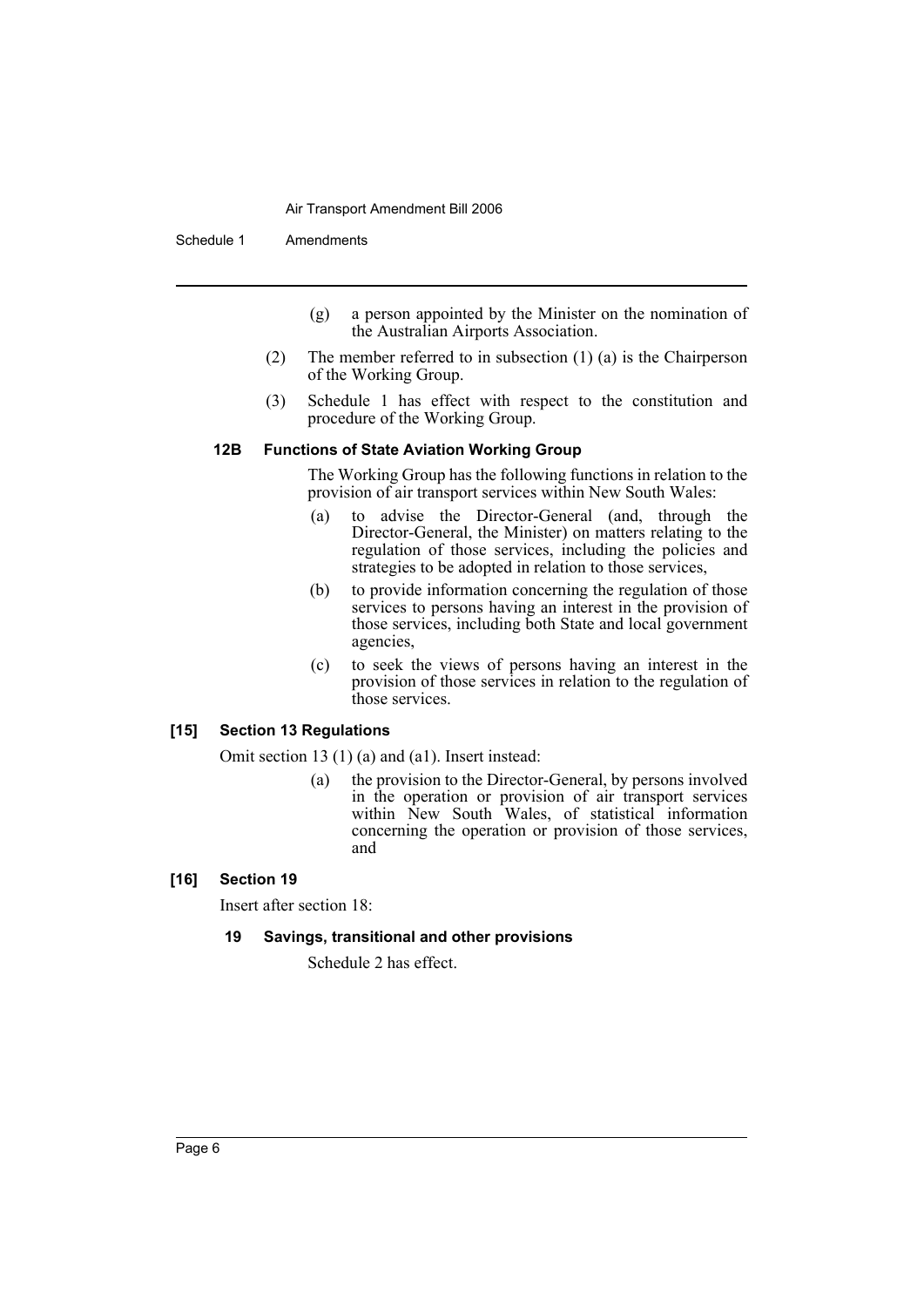(g) a person appointed by the Minister on the nomination of the Australian Airports Association.

(2) The member referred to in subsection (1) (a) is the Chairperson of the Working Group.

(3) Schedule 1 has effect with respect to the constitution and procedure of the Working Group.

**12B Functions of State Aviation Working Group**

The Working Group has the following functions in relation to the provision of air transport services within New South Wales:

(a) to advise the Director-General (and, through the Director-General, the Minister) on matters relating to the regulation of those services, including the policies and strategies to be adopted in relation to those services,

(b) to provide information concerning the regulation of those services to persons having an interest in the provision of those services, including both State and local government agencies,

(c) to seek the views of persons having an interest in the provision of those services in relation to the regulation of those services.

**[15] Section 13 Regulations**

Omit section 13 (1) (a) and (a1). Insert instead:

(a) the provision to the Director-General, by persons involved in the operation or provision of air transport services within New South Wales, of statistical information concerning the operation or provision of those services, and

**[16] Section 19**

Insert after section 18:

**19 Savings, transitional and other provisions**

Schedule 2 has effect.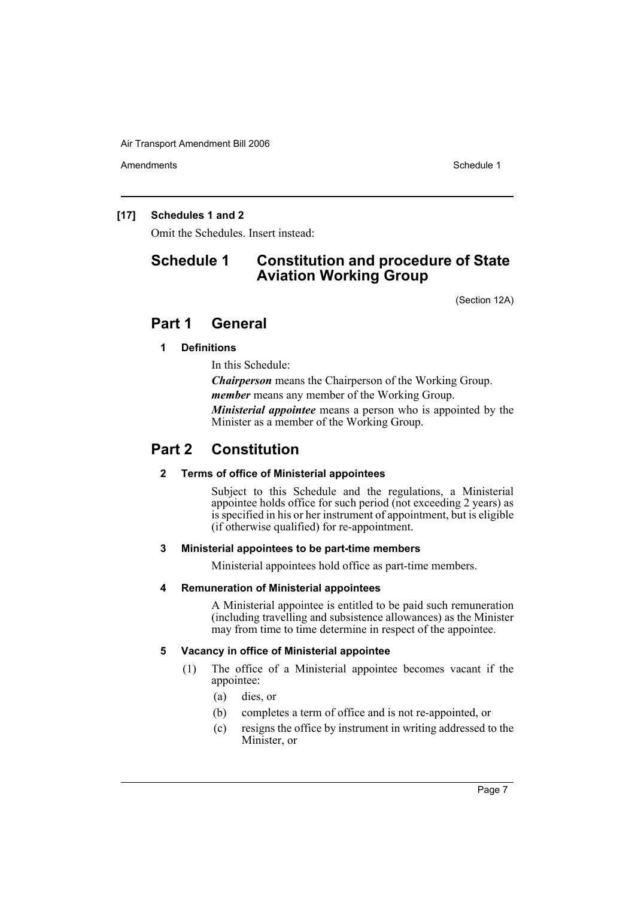**[17] Schedules 1 and 2**

Omit the Schedules. Insert instead:

# Schedule 1 Constitution and procedure of State Aviation Working Group

(Section 12A)

## Part 1 General

### 1 Definitions

In this Schedule:

***Chairperson*** means the Chairperson of the Working Group.

***member*** means any member of the Working Group.

***Ministerial appointee*** means a person who is appointed by the Minister as a member of the Working Group.

## Part 2 Constitution

### 2 Terms of office of Ministerial appointees

Subject to this Schedule and the regulations, a Ministerial appointee holds office for such period (not exceeding 2 years) as is specified in his or her instrument of appointment, but is eligible (if otherwise qualified) for re-appointment.

### 3 Ministerial appointees to be part-time members

Ministerial appointees hold office as part-time members.

### 4 Remuneration of Ministerial appointees

A Ministerial appointee is entitled to be paid such remuneration (including travelling and subsistence allowances) as the Minister may from time to time determine in respect of the appointee.

### 5 Vacancy in office of Ministerial appointee

(1) The office of a Ministerial appointee becomes vacant if the appointee:

(a) dies, or

(b) completes a term of office and is not re-appointed, or

(c) resigns the office by instrument in writing addressed to the Minister, or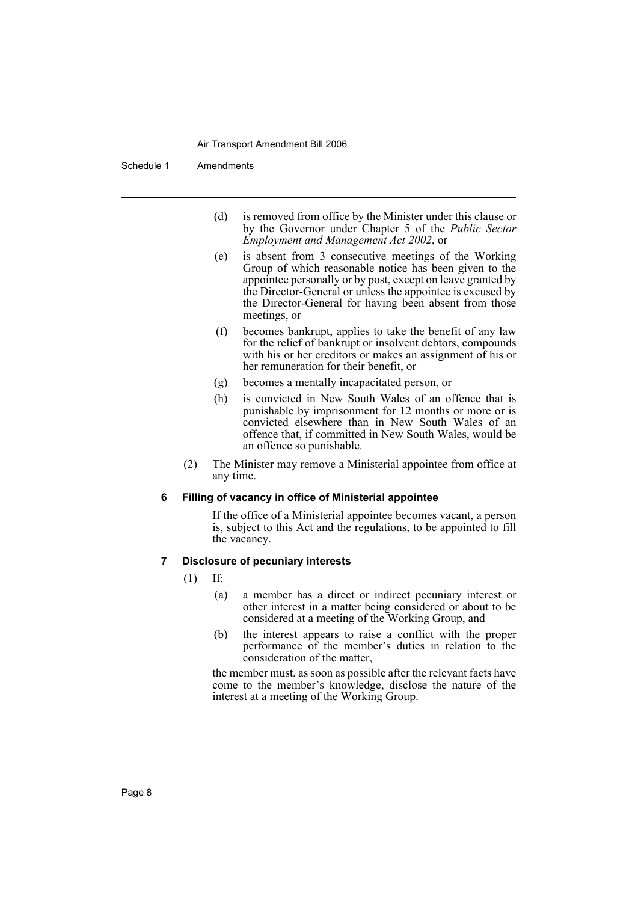(d) is removed from office by the Minister under this clause or by the Governor under Chapter 5 of the *Public Sector Employment and Management Act 2002*, or

(e) is absent from 3 consecutive meetings of the Working Group of which reasonable notice has been given to the appointee personally or by post, except on leave granted by the Director-General or unless the appointee is excused by the Director-General for having been absent from those meetings, or

(f) becomes bankrupt, applies to take the benefit of any law for the relief of bankrupt or insolvent debtors, compounds with his or her creditors or makes an assignment of his or her remuneration for their benefit, or

(g) becomes a mentally incapacitated person, or

(h) is convicted in New South Wales of an offence that is punishable by imprisonment for 12 months or more or is convicted elsewhere than in New South Wales of an offence that, if committed in New South Wales, would be an offence so punishable.

(2) The Minister may remove a Ministerial appointee from office at any time.

**6 Filling of vacancy in office of Ministerial appointee**

If the office of a Ministerial appointee becomes vacant, a person is, subject to this Act and the regulations, to be appointed to fill the vacancy.

**7 Disclosure of pecuniary interests**

(1) If:

(a) a member has a direct or indirect pecuniary interest or other interest in a matter being considered or about to be considered at a meeting of the Working Group, and

(b) the interest appears to raise a conflict with the proper performance of the member's duties in relation to the consideration of the matter,

the member must, as soon as possible after the relevant facts have come to the member's knowledge, disclose the nature of the interest at a meeting of the Working Group.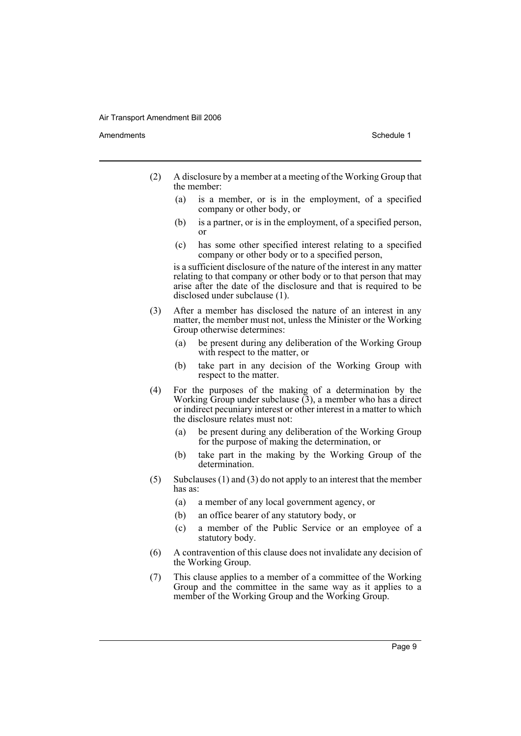(2) A disclosure by a member at a meeting of the Working Group that the member:

   (a) is a member, or is in the employment, of a specified company or other body, or

   (b) is a partner, or is in the employment, of a specified person, or

   (c) has some other specified interest relating to a specified company or other body or to a specified person,

   is a sufficient disclosure of the nature of the interest in any matter relating to that company or other body or to that person that may arise after the date of the disclosure and that is required to be disclosed under subclause (1).

(3) After a member has disclosed the nature of an interest in any matter, the member must not, unless the Minister or the Working Group otherwise determines:

   (a) be present during any deliberation of the Working Group with respect to the matter, or

   (b) take part in any decision of the Working Group with respect to the matter.

(4) For the purposes of the making of a determination by the Working Group under subclause (3), a member who has a direct or indirect pecuniary interest or other interest in a matter to which the disclosure relates must not:

   (a) be present during any deliberation of the Working Group for the purpose of making the determination, or

   (b) take part in the making by the Working Group of the determination.

(5) Subclauses (1) and (3) do not apply to an interest that the member has as:

   (a) a member of any local government agency, or

   (b) an office bearer of any statutory body, or

   (c) a member of the Public Service or an employee of a statutory body.

(6) A contravention of this clause does not invalidate any decision of the Working Group.

(7) This clause applies to a member of a committee of the Working Group and the committee in the same way as it applies to a member of the Working Group and the Working Group.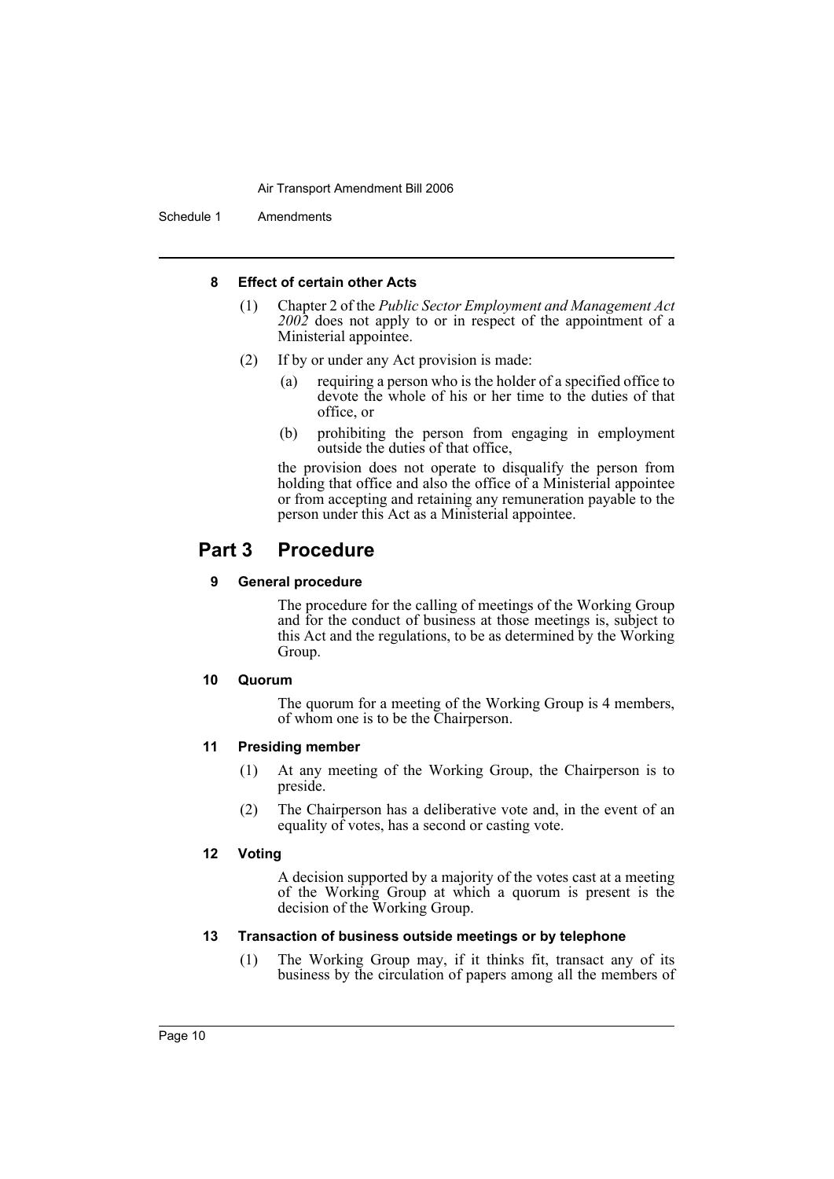#### 8 Effect of certain other Acts

(1) Chapter 2 of the *Public Sector Employment and Management Act 2002* does not apply to or in respect of the appointment of a Ministerial appointee.

(2) If by or under any Act provision is made:

- (a) requiring a person who is the holder of a specified office to devote the whole of his or her time to the duties of that office, or
- (b) prohibiting the person from engaging in employment outside the duties of that office,

the provision does not operate to disqualify the person from holding that office and also the office of a Ministerial appointee or from accepting and retaining any remuneration payable to the person under this Act as a Ministerial appointee.

## Part 3 Procedure

#### 9 General procedure

The procedure for the calling of meetings of the Working Group and for the conduct of business at those meetings is, subject to this Act and the regulations, to be as determined by the Working Group.

#### 10 Quorum

The quorum for a meeting of the Working Group is 4 members, of whom one is to be the Chairperson.

#### 11 Presiding member

(1) At any meeting of the Working Group, the Chairperson is to preside.

(2) The Chairperson has a deliberative vote and, in the event of an equality of votes, has a second or casting vote.

#### 12 Voting

A decision supported by a majority of the votes cast at a meeting of the Working Group at which a quorum is present is the decision of the Working Group.

#### 13 Transaction of business outside meetings or by telephone

(1) The Working Group may, if it thinks fit, transact any of its business by the circulation of papers among all the members of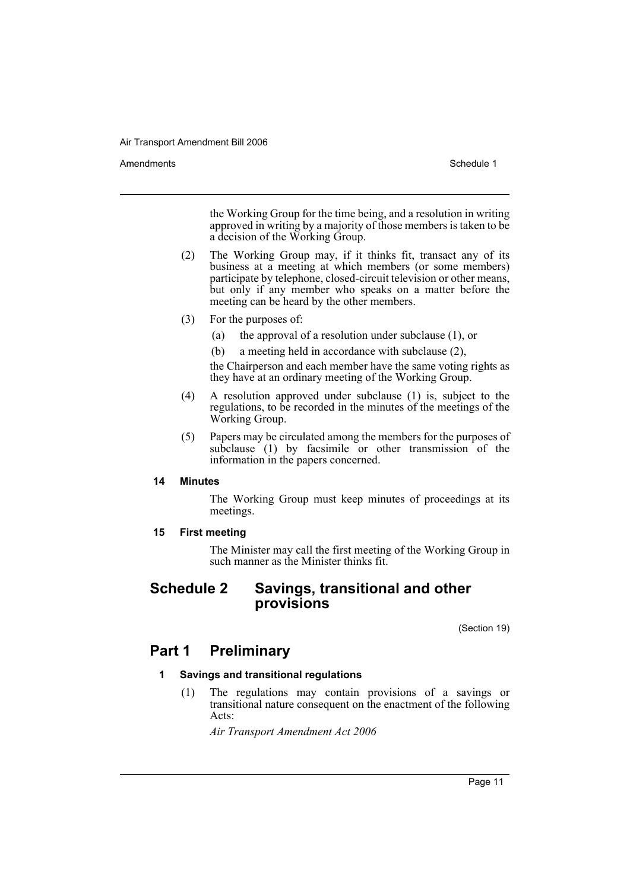the Working Group for the time being, and a resolution in writing approved in writing by a majority of those members is taken to be a decision of the Working Group.

(2) The Working Group may, if it thinks fit, transact any of its business at a meeting at which members (or some members) participate by telephone, closed-circuit television or other means, but only if any member who speaks on a matter before the meeting can be heard by the other members.

(3) For the purposes of:

(a) the approval of a resolution under subclause (1), or

(b) a meeting held in accordance with subclause (2),

the Chairperson and each member have the same voting rights as they have at an ordinary meeting of the Working Group.

(4) A resolution approved under subclause (1) is, subject to the regulations, to be recorded in the minutes of the meetings of the Working Group.

(5) Papers may be circulated among the members for the purposes of subclause (1) by facsimile or other transmission of the information in the papers concerned.

#### 14 Minutes

The Working Group must keep minutes of proceedings at its meetings.

#### 15 First meeting

The Minister may call the first meeting of the Working Group in such manner as the Minister thinks fit.

# Schedule 2 Savings, transitional and other provisions

(Section 19)

## Part 1 Preliminary

#### 1 Savings and transitional regulations

(1) The regulations may contain provisions of a savings or transitional nature consequent on the enactment of the following Acts:

*Air Transport Amendment Act 2006*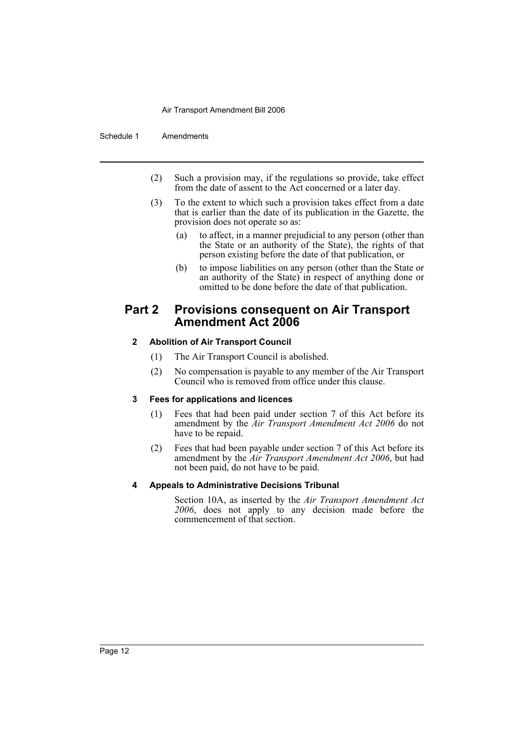(2) Such a provision may, if the regulations so provide, take effect from the date of assent to the Act concerned or a later day.

(3) To the extent to which such a provision takes effect from a date that is earlier than the date of its publication in the Gazette, the provision does not operate so as:

(a) to affect, in a manner prejudicial to any person (other than the State or an authority of the State), the rights of that person existing before the date of that publication, or

(b) to impose liabilities on any person (other than the State or an authority of the State) in respect of anything done or omitted to be done before the date of that publication.

## Part 2 Provisions consequent on Air Transport Amendment Act 2006

### 2 Abolition of Air Transport Council

(1) The Air Transport Council is abolished.

(2) No compensation is payable to any member of the Air Transport Council who is removed from office under this clause.

### 3 Fees for applications and licences

(1) Fees that had been paid under section 7 of this Act before its amendment by the *Air Transport Amendment Act 2006* do not have to be repaid.

(2) Fees that had been payable under section 7 of this Act before its amendment by the *Air Transport Amendment Act 2006*, but had not been paid, do not have to be paid.

### 4 Appeals to Administrative Decisions Tribunal

Section 10A, as inserted by the *Air Transport Amendment Act 2006*, does not apply to any decision made before the commencement of that section.